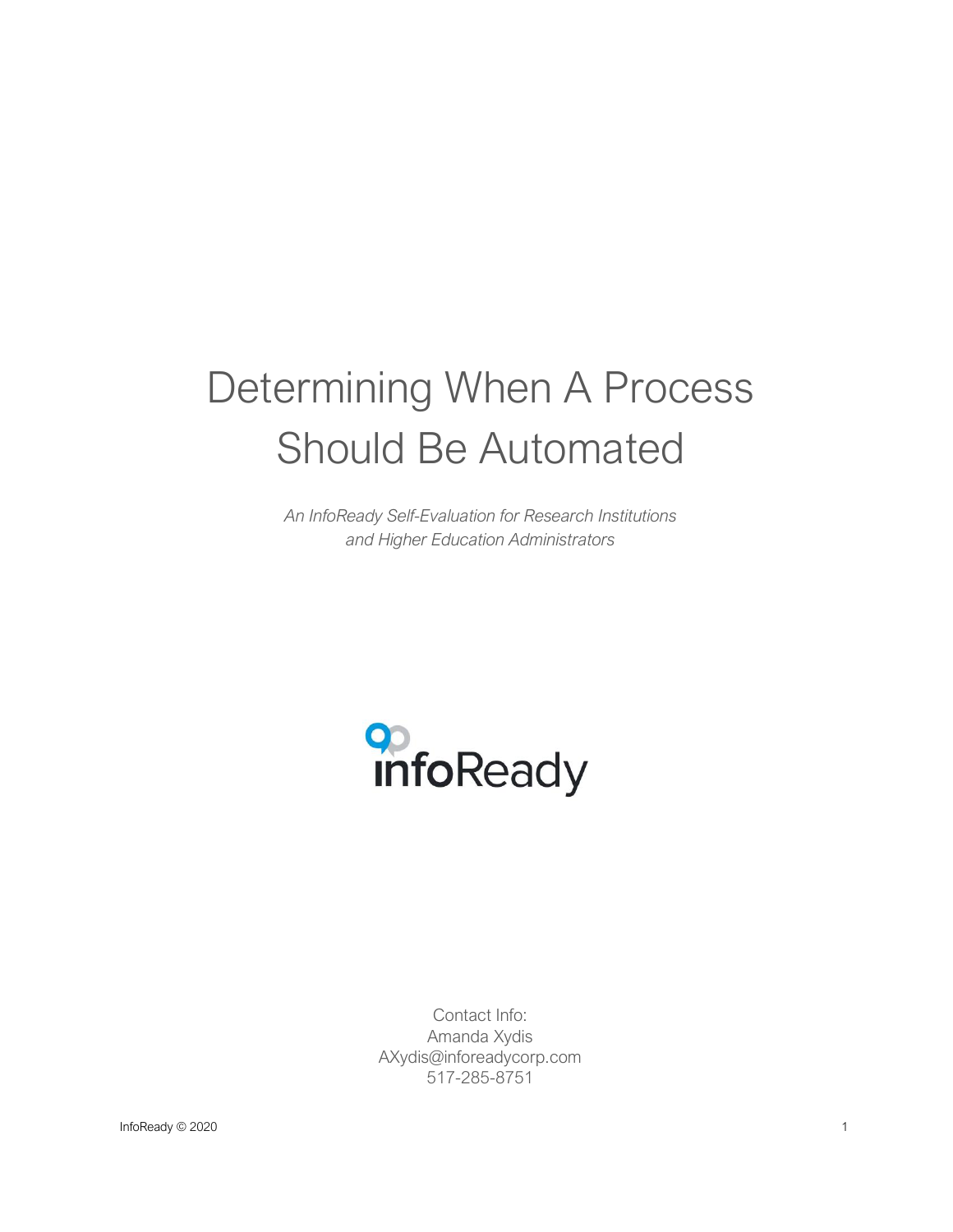# Determining When A Process Should Be Automated

*An InfoReady Self-Evaluation for Research Institutions and Higher Education Administrators*

infoReady

Contact Info:
Amanda Xydis
AXydis@inforeadycorp.com
517-285-8751

InfoReady © 2020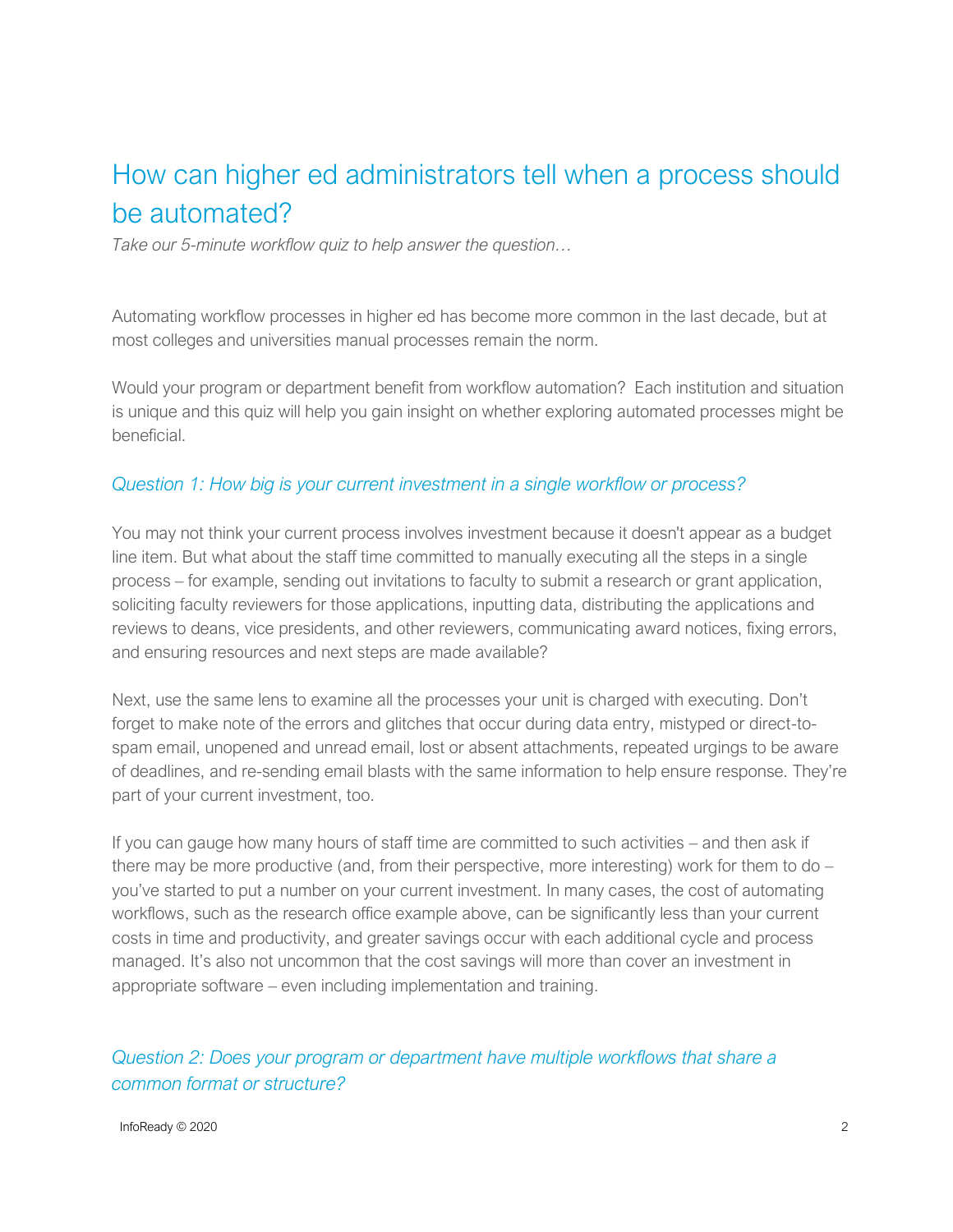# How can higher ed administrators tell when a process should be automated?

*Take our 5-minute workflow quiz to help answer the question…*

Automating workflow processes in higher ed has become more common in the last decade, but at most colleges and universities manual processes remain the norm.

Would your program or department benefit from workflow automation? Each institution and situation is unique and this quiz will help you gain insight on whether exploring automated processes might be beneficial.

### *Question 1: How big is your current investment in a single workflow or process?*

You may not think your current process involves investment because it doesn't appear as a budget line item. But what about the staff time committed to manually executing all the steps in a single process – for example, sending out invitations to faculty to submit a research or grant application, soliciting faculty reviewers for those applications, inputting data, distributing the applications and reviews to deans, vice presidents, and other reviewers, communicating award notices, fixing errors, and ensuring resources and next steps are made available?

Next, use the same lens to examine all the processes your unit is charged with executing. Don't forget to make note of the errors and glitches that occur during data entry, mistyped or direct-to-spam email, unopened and unread email, lost or absent attachments, repeated urgings to be aware of deadlines, and re-sending email blasts with the same information to help ensure response. They're part of your current investment, too.

If you can gauge how many hours of staff time are committed to such activities – and then ask if there may be more productive (and, from their perspective, more interesting) work for them to do – you've started to put a number on your current investment. In many cases, the cost of automating workflows, such as the research office example above, can be significantly less than your current costs in time and productivity, and greater savings occur with each additional cycle and process managed. It's also not uncommon that the cost savings will more than cover an investment in appropriate software – even including implementation and training.

### *Question 2: Does your program or department have multiple workflows that share a common format or structure?*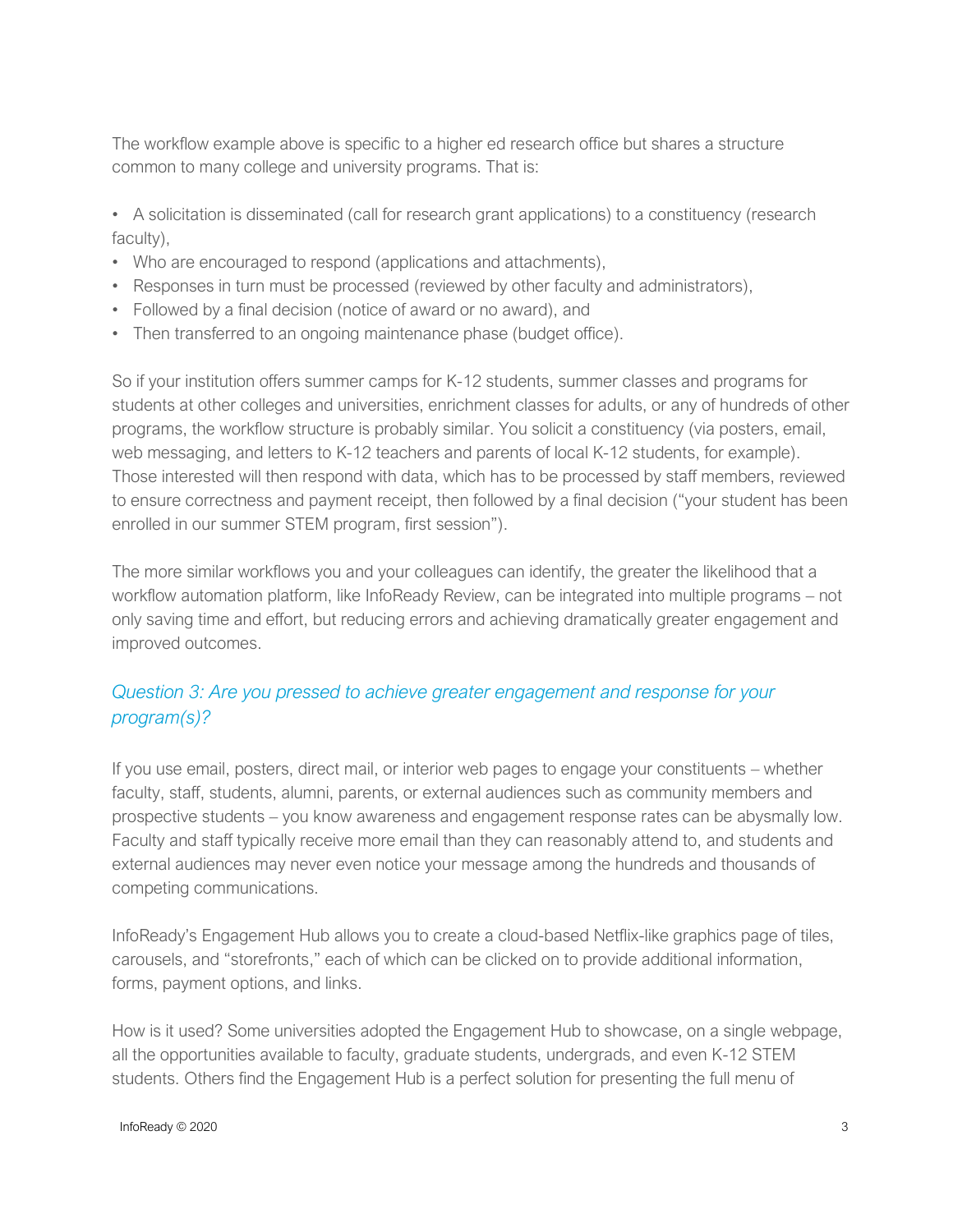The workflow example above is specific to a higher ed research office but shares a structure common to many college and university programs. That is:

- A solicitation is disseminated (call for research grant applications) to a constituency (research faculty),
- Who are encouraged to respond (applications and attachments),
- Responses in turn must be processed (reviewed by other faculty and administrators),
- Followed by a final decision (notice of award or no award), and
- Then transferred to an ongoing maintenance phase (budget office).

So if your institution offers summer camps for K-12 students, summer classes and programs for students at other colleges and universities, enrichment classes for adults, or any of hundreds of other programs, the workflow structure is probably similar. You solicit a constituency (via posters, email, web messaging, and letters to K-12 teachers and parents of local K-12 students, for example). Those interested will then respond with data, which has to be processed by staff members, reviewed to ensure correctness and payment receipt, then followed by a final decision ("your student has been enrolled in our summer STEM program, first session").

The more similar workflows you and your colleagues can identify, the greater the likelihood that a workflow automation platform, like InfoReady Review, can be integrated into multiple programs – not only saving time and effort, but reducing errors and achieving dramatically greater engagement and improved outcomes.

## *Question 3: Are you pressed to achieve greater engagement and response for your program(s)?*

If you use email, posters, direct mail, or interior web pages to engage your constituents – whether faculty, staff, students, alumni, parents, or external audiences such as community members and prospective students – you know awareness and engagement response rates can be abysmally low. Faculty and staff typically receive more email than they can reasonably attend to, and students and external audiences may never even notice your message among the hundreds and thousands of competing communications.

InfoReady's Engagement Hub allows you to create a cloud-based Netflix-like graphics page of tiles, carousels, and "storefronts," each of which can be clicked on to provide additional information, forms, payment options, and links.

How is it used? Some universities adopted the Engagement Hub to showcase, on a single webpage, all the opportunities available to faculty, graduate students, undergrads, and even K-12 STEM students. Others find the Engagement Hub is a perfect solution for presenting the full menu of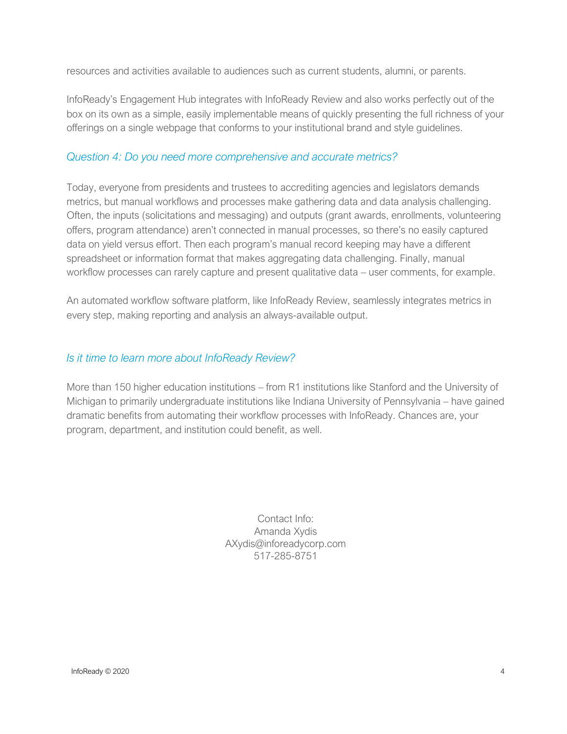resources and activities available to audiences such as current students, alumni, or parents.

InfoReady's Engagement Hub integrates with InfoReady Review and also works perfectly out of the box on its own as a simple, easily implementable means of quickly presenting the full richness of your offerings on a single webpage that conforms to your institutional brand and style guidelines.

### *Question 4: Do you need more comprehensive and accurate metrics?*

Today, everyone from presidents and trustees to accrediting agencies and legislators demands metrics, but manual workflows and processes make gathering data and data analysis challenging. Often, the inputs (solicitations and messaging) and outputs (grant awards, enrollments, volunteering offers, program attendance) aren't connected in manual processes, so there's no easily captured data on yield versus effort. Then each program's manual record keeping may have a different spreadsheet or information format that makes aggregating data challenging. Finally, manual workflow processes can rarely capture and present qualitative data – user comments, for example.

An automated workflow software platform, like InfoReady Review, seamlessly integrates metrics in every step, making reporting and analysis an always-available output.

### *Is it time to learn more about InfoReady Review?*

More than 150 higher education institutions – from R1 institutions like Stanford and the University of Michigan to primarily undergraduate institutions like Indiana University of Pennsylvania – have gained dramatic benefits from automating their workflow processes with InfoReady. Chances are, your program, department, and institution could benefit, as well.

Contact Info:
Amanda Xydis
AXydis@inforeadycorp.com
517-285-8751